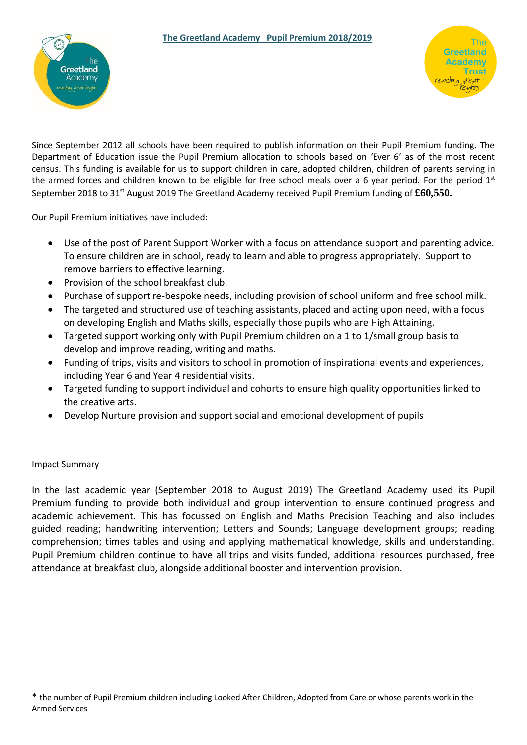# The Greetland Academy Pupil Premium 2018/2019

Since September 2012 all schools have been required to publish information on their Pupil Premium funding. The Department of Education issue the Pupil Premium allocation to schools based on 'Ever 6' as of the most recent census. This funding is available for us to support children in care, adopted children, children of parents serving in the armed forces and children known to be eligible for free school meals over a 6 year period. For the period 1st September 2018 to 31st August 2019 The Greetland Academy received Pupil Premium funding of **£60,550.**

Our Pupil Premium initiatives have included:

- Use of the post of Parent Support Worker with a focus on attendance support and parenting advice. To ensure children are in school, ready to learn and able to progress appropriately. Support to remove barriers to effective learning.
- Provision of the school breakfast club.
- Purchase of support re-bespoke needs, including provision of school uniform and free school milk.
- The targeted and structured use of teaching assistants, placed and acting upon need, with a focus on developing English and Maths skills, especially those pupils who are High Attaining.
- Targeted support working only with Pupil Premium children on a 1 to 1/small group basis to develop and improve reading, writing and maths.
- Funding of trips, visits and visitors to school in promotion of inspirational events and experiences, including Year 6 and Year 4 residential visits.
- Targeted funding to support individual and cohorts to ensure high quality opportunities linked to the creative arts.
- Develop Nurture provision and support social and emotional development of pupils

## Impact Summary

In the last academic year (September 2018 to August 2019) The Greetland Academy used its Pupil Premium funding to provide both individual and group intervention to ensure continued progress and academic achievement. This has focussed on English and Maths Precision Teaching and also includes guided reading; handwriting intervention; Letters and Sounds; Language development groups; reading comprehension; times tables and using and applying mathematical knowledge, skills and understanding. Pupil Premium children continue to have all trips and visits funded, additional resources purchased, free attendance at breakfast club, alongside additional booster and intervention provision.

* the number of Pupil Premium children including Looked After Children, Adopted from Care or whose parents work in the Armed Services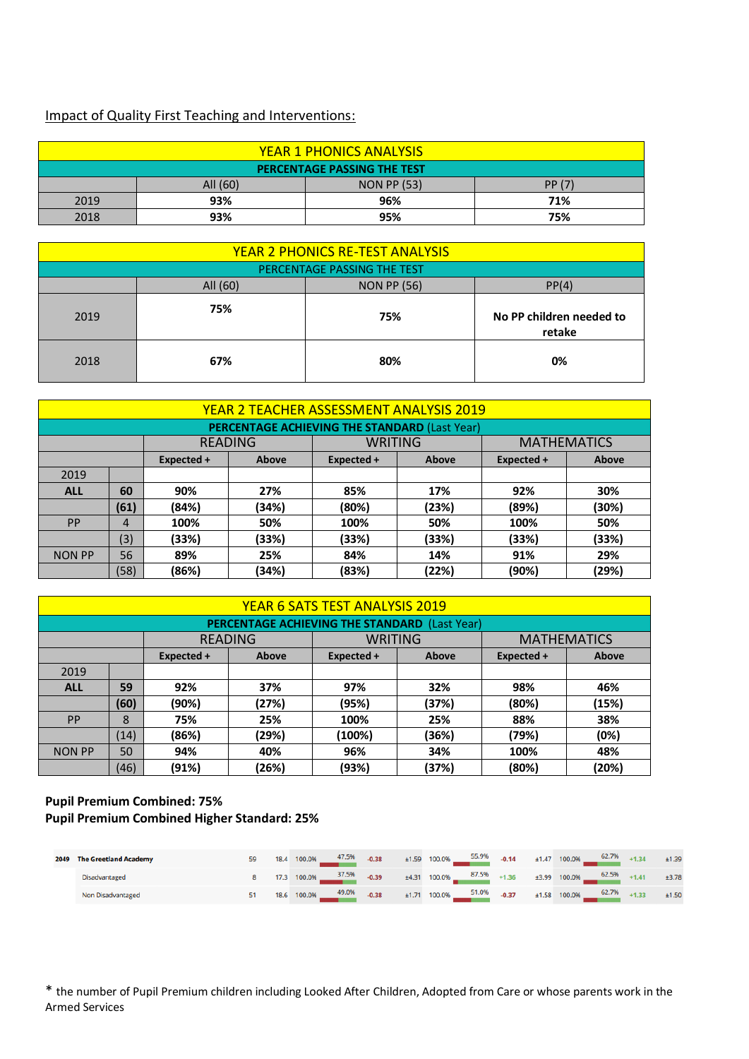Impact of Quality First Teaching and Interventions:

| YEAR 1 PHONICS ANALYSIS | | | |
|---|---|---|---|
| PERCENTAGE PASSING THE TEST | | | |
| | All (60) | NON PP (53) | PP (7) |
| 2019 | **93%** | **96%** | **71%** |
| 2018 | **93%** | **95%** | **75%** |

| YEAR 2 PHONICS RE-TEST ANALYSIS | | | |
|---|---|---|---|
| PERCENTAGE PASSING THE TEST | | | |
| | All (60) | NON PP (56) | PP(4) |
| 2019 | **75%** | **75%** | **No PP children needed to retake** |
| 2018 | **67%** | **80%** | **0%** |

| YEAR 2 TEACHER ASSESSMENT ANALYSIS 2019 | | | | | | | |
|---|---|---|---|---|---|---|---|
| **PERCENTAGE ACHIEVING THE STANDARD** (Last Year) | | | | | | | |
| | | READING | | WRITING | | MATHEMATICS | |
| | | **Expected +** | **Above** | **Expected +** | **Above** | **Expected +** | **Above** |
| 2019 | | | | | | | |
| **ALL** | **60** | **90%** | **27%** | **85%** | **17%** | **92%** | **30%** |
| | **(61)** | **(84%)** | **(34%)** | **(80%)** | **(23%)** | **(89%)** | **(30%)** |
| PP | 4 | **100%** | **50%** | **100%** | **50%** | **100%** | **50%** |
| | (3) | **(33%)** | **(33%)** | **(33%)** | **(33%)** | **(33%)** | **(33%)** |
| NON PP | 56 | **89%** | **25%** | **84%** | **14%** | **91%** | **29%** |
| | (58) | **(86%)** | **(34%)** | **(83%)** | **(22%)** | **(90%)** | **(29%)** |

| YEAR 6 SATS TEST ANALYSIS 2019 | | | | | | | |
|---|---|---|---|---|---|---|---|
| **PERCENTAGE ACHIEVING THE STANDARD** (Last Year) | | | | | | | |
| | | READING | | WRITING | | MATHEMATICS | |
| | | **Expected +** | **Above** | **Expected +** | **Above** | **Expected +** | **Above** |
| 2019 | | | | | | | |
| **ALL** | **59** | **92%** | **37%** | **97%** | **32%** | **98%** | **46%** |
| | **(60)** | **(90%)** | **(27%)** | **(95%)** | **(37%)** | **(80%)** | **(15%)** |
| PP | 8 | **75%** | **25%** | **100%** | **25%** | **88%** | **38%** |
| | (14) | **(86%)** | **(29%)** | **(100%)** | **(36%)** | **(79%)** | **(0%)** |
| NON PP | 50 | **94%** | **40%** | **96%** | **34%** | **100%** | **48%** |
| | (46) | **(91%)** | **(26%)** | **(93%)** | **(37%)** | **(80%)** | **(20%)** |

**Pupil Premium Combined: 75%**
**Pupil Premium Combined Higher Standard: 25%**

| 2019 | The Greetland Academy | 59 | 18.4 | 100.0% | 47.5% | -0.38 | ±1.59 | 100.0% | 55.9% | -0.14 | ±1.47 | 100.0% | 62.7% | +1.34 | ±1.39 |
|---|---|---|---|---|---|---|---|---|---|---|---|---|---|---|---|
| | Disadvantaged | 8 | 17.3 | 100.0% | 37.5% | -0.39 | ±4.31 | 100.0% | 87.5% | +1.36 | ±3.99 | 100.0% | 62.5% | +1.41 | ±3.78 |
| | Non Disadvantaged | 51 | 18.6 | 100.0% | 49.0% | -0.38 | ±1.71 | 100.0% | 51.0% | -0.37 | ±1.58 | 100.0% | 62.7% | +1.33 | ±1.50 |

* the number of Pupil Premium children including Looked After Children, Adopted from Care or whose parents work in the Armed Services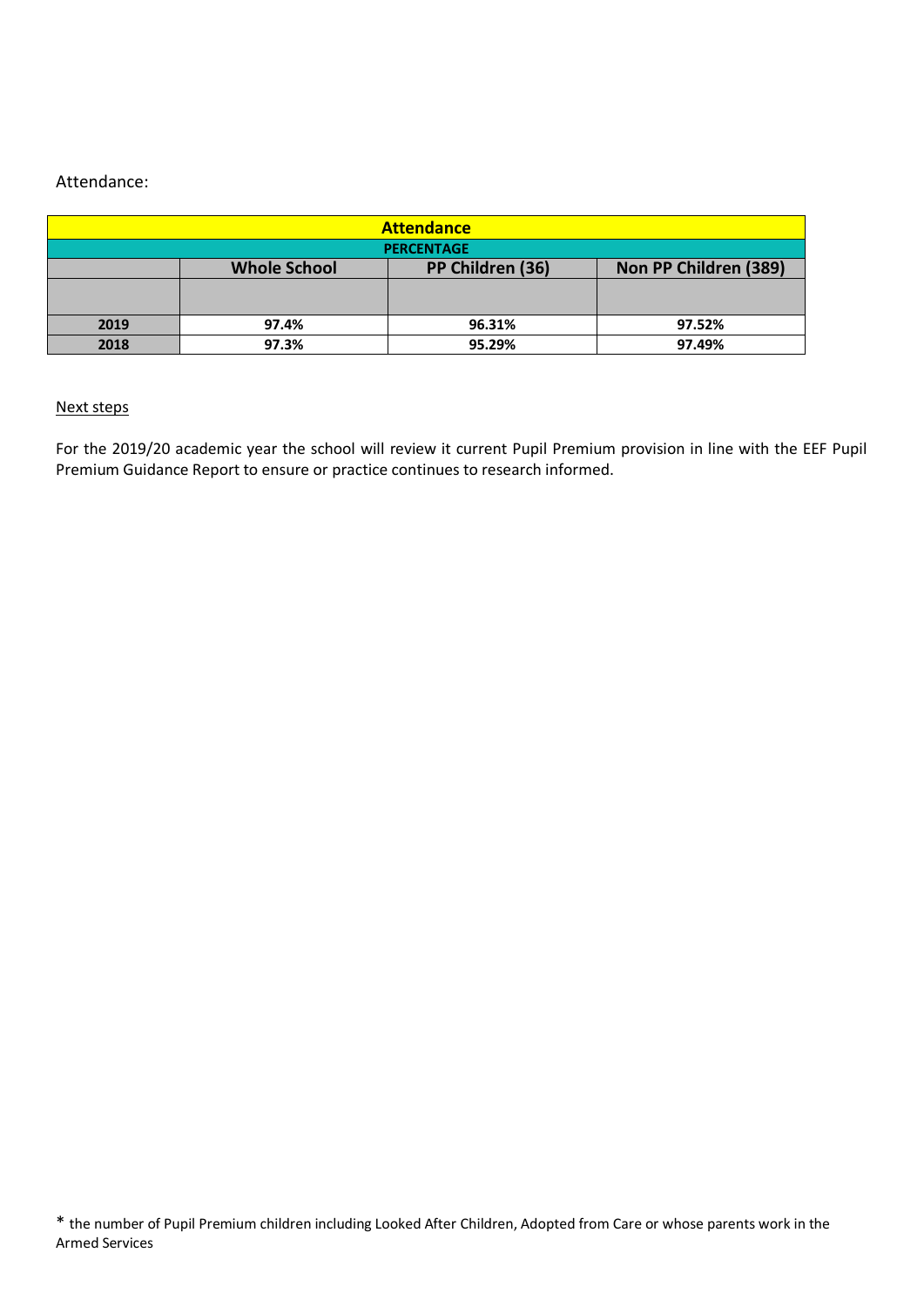Attendance:

| Attendance | | | |
| --- | --- | --- | --- |
| PERCENTAGE | | | |
| | Whole School | PP Children (36) | Non PP Children (389) |
| | | | |
| 2019 | 97.4% | 96.31% | 97.52% |
| 2018 | 97.3% | 95.29% | 97.49% |

Next steps

For the 2019/20 academic year the school will review it current Pupil Premium provision in line with the EEF Pupil Premium Guidance Report to ensure or practice continues to research informed.

* the number of Pupil Premium children including Looked After Children, Adopted from Care or whose parents work in the Armed Services